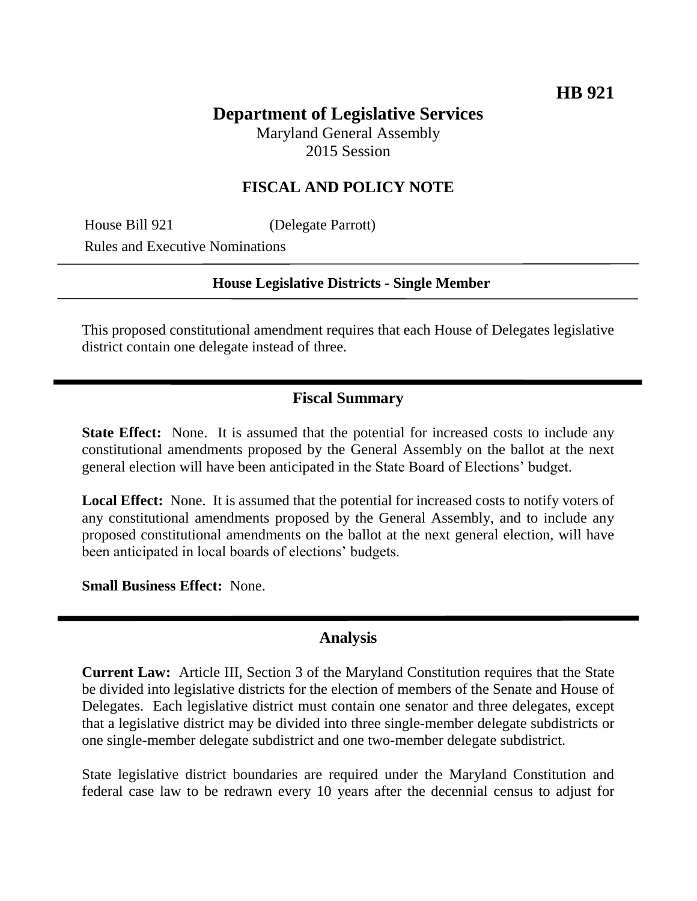**HB 921**

# Department of Legislative Services

Maryland General Assembly
2015 Session

## FISCAL AND POLICY NOTE

House Bill 921 (Delegate Parrott)
Rules and Executive Nominations

**House Legislative Districts - Single Member**

This proposed constitutional amendment requires that each House of Delegates legislative district contain one delegate instead of three.

## Fiscal Summary

**State Effect:** None. It is assumed that the potential for increased costs to include any constitutional amendments proposed by the General Assembly on the ballot at the next general election will have been anticipated in the State Board of Elections' budget.

**Local Effect:** None. It is assumed that the potential for increased costs to notify voters of any constitutional amendments proposed by the General Assembly, and to include any proposed constitutional amendments on the ballot at the next general election, will have been anticipated in local boards of elections' budgets.

**Small Business Effect:** None.

## Analysis

**Current Law:** Article III, Section 3 of the Maryland Constitution requires that the State be divided into legislative districts for the election of members of the Senate and House of Delegates. Each legislative district must contain one senator and three delegates, except that a legislative district may be divided into three single-member delegate subdistricts or one single-member delegate subdistrict and one two-member delegate subdistrict.

State legislative district boundaries are required under the Maryland Constitution and federal case law to be redrawn every 10 years after the decennial census to adjust for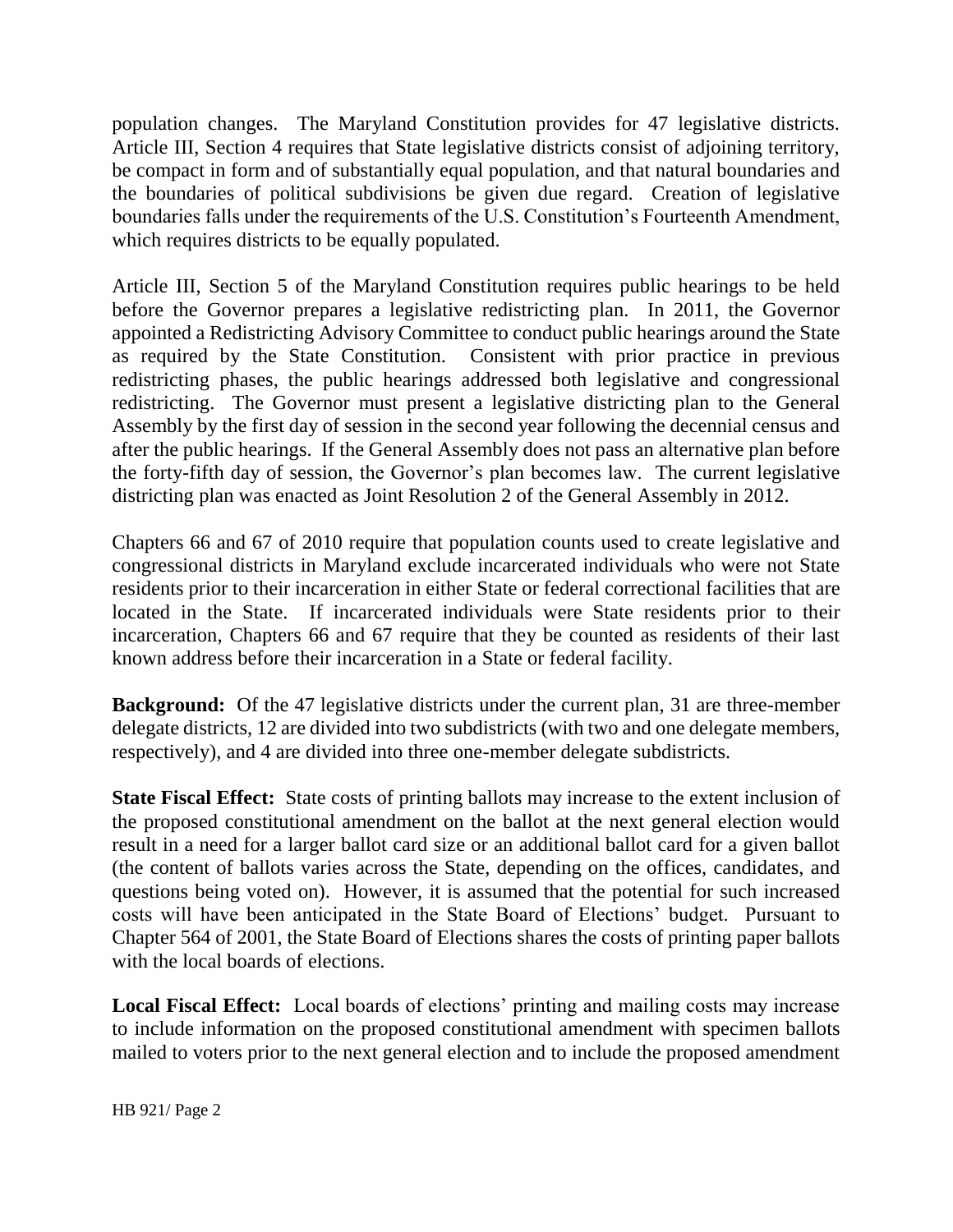population changes. The Maryland Constitution provides for 47 legislative districts. Article III, Section 4 requires that State legislative districts consist of adjoining territory, be compact in form and of substantially equal population, and that natural boundaries and the boundaries of political subdivisions be given due regard. Creation of legislative boundaries falls under the requirements of the U.S. Constitution's Fourteenth Amendment, which requires districts to be equally populated.

Article III, Section 5 of the Maryland Constitution requires public hearings to be held before the Governor prepares a legislative redistricting plan. In 2011, the Governor appointed a Redistricting Advisory Committee to conduct public hearings around the State as required by the State Constitution. Consistent with prior practice in previous redistricting phases, the public hearings addressed both legislative and congressional redistricting. The Governor must present a legislative districting plan to the General Assembly by the first day of session in the second year following the decennial census and after the public hearings. If the General Assembly does not pass an alternative plan before the forty-fifth day of session, the Governor's plan becomes law. The current legislative districting plan was enacted as Joint Resolution 2 of the General Assembly in 2012.

Chapters 66 and 67 of 2010 require that population counts used to create legislative and congressional districts in Maryland exclude incarcerated individuals who were not State residents prior to their incarceration in either State or federal correctional facilities that are located in the State. If incarcerated individuals were State residents prior to their incarceration, Chapters 66 and 67 require that they be counted as residents of their last known address before their incarceration in a State or federal facility.

**Background:** Of the 47 legislative districts under the current plan, 31 are three-member delegate districts, 12 are divided into two subdistricts (with two and one delegate members, respectively), and 4 are divided into three one-member delegate subdistricts.

**State Fiscal Effect:** State costs of printing ballots may increase to the extent inclusion of the proposed constitutional amendment on the ballot at the next general election would result in a need for a larger ballot card size or an additional ballot card for a given ballot (the content of ballots varies across the State, depending on the offices, candidates, and questions being voted on). However, it is assumed that the potential for such increased costs will have been anticipated in the State Board of Elections' budget. Pursuant to Chapter 564 of 2001, the State Board of Elections shares the costs of printing paper ballots with the local boards of elections.

**Local Fiscal Effect:** Local boards of elections' printing and mailing costs may increase to include information on the proposed constitutional amendment with specimen ballots mailed to voters prior to the next general election and to include the proposed amendment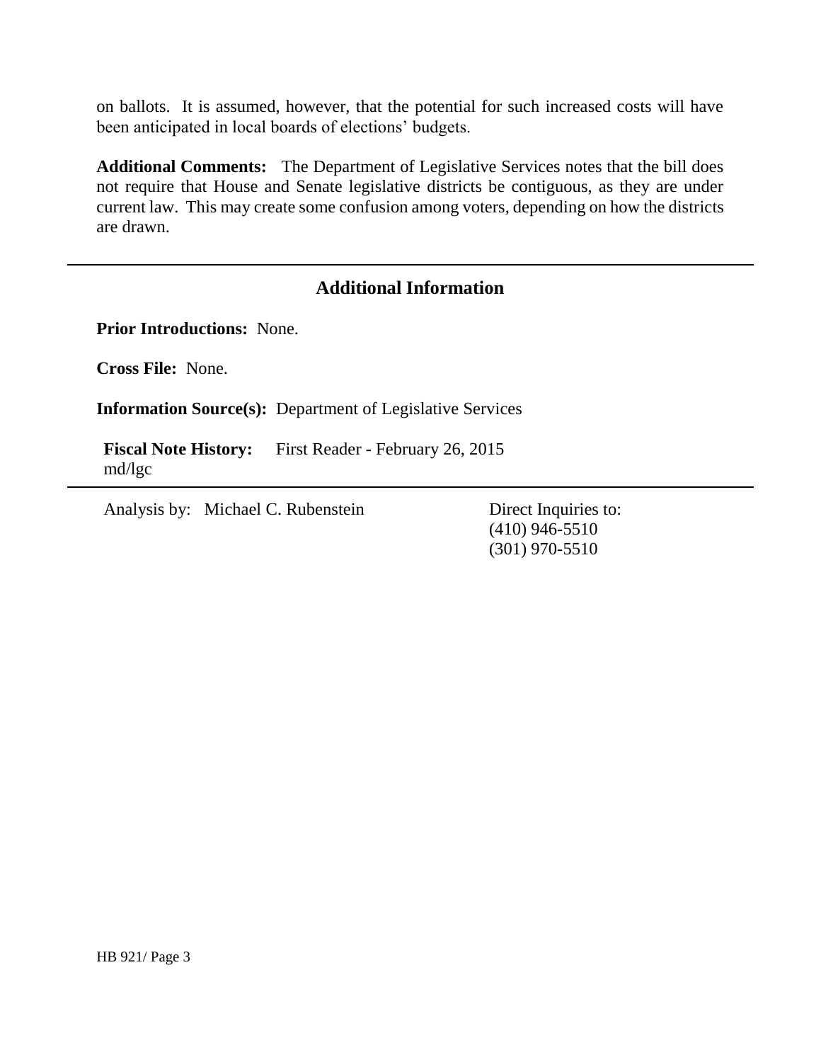on ballots. It is assumed, however, that the potential for such increased costs will have been anticipated in local boards of elections' budgets.

**Additional Comments:** The Department of Legislative Services notes that the bill does not require that House and Senate legislative districts be contiguous, as they are under current law. This may create some confusion among voters, depending on how the districts are drawn.

## Additional Information

**Prior Introductions:** None.

**Cross File:** None.

**Information Source(s):** Department of Legislative Services

**Fiscal Note History:** First Reader - February 26, 2015
md/lgc

Analysis by: Michael C. Rubenstein

Direct Inquiries to:
(410) 946-5510
(301) 970-5510